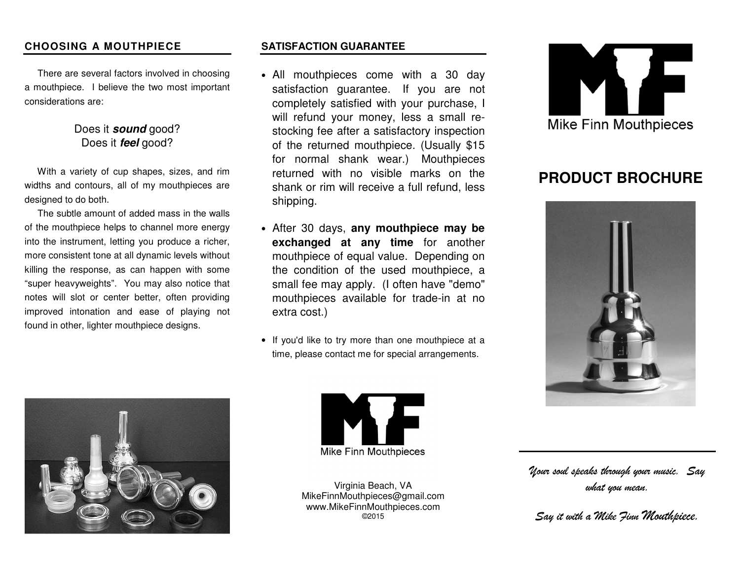## CHOOSING A MOUTHPIECE

There are several factors involved in choosing a mouthpiece. I believe the two most important considerations are:

Does it ***sound*** good?
Does it ***feel*** good?

With a variety of cup shapes, sizes, and rim widths and contours, all of my mouthpieces are designed to do both.

The subtle amount of added mass in the walls of the mouthpiece helps to channel more energy into the instrument, letting you produce a richer, more consistent tone at all dynamic levels without killing the response, as can happen with some “super heavyweights”. You may also notice that notes will slot or center better, often providing improved intonation and ease of playing not found in other, lighter mouthpiece designs.

## SATISFACTION GUARANTEE

- All mouthpieces come with a 30 day satisfaction guarantee. If you are not completely satisfied with your purchase, I will refund your money, less a small re-stocking fee after a satisfactory inspection of the returned mouthpiece. (Usually $15 for normal shank wear.) Mouthpieces returned with no visible marks on the shank or rim will receive a full refund, less shipping.
- After 30 days, **any mouthpiece may be exchanged at any time** for another mouthpiece of equal value. Depending on the condition of the used mouthpiece, a small fee may apply. (I often have "demo" mouthpieces available for trade-in at no extra cost.)
- If you'd like to try more than one mouthpiece at a time, please contact me for special arrangements.

Mike Finn Mouthpieces

Virginia Beach, VA
MikeFinnMouthpieces@gmail.com
www.MikeFinnMouthpieces.com
©2015

Mike Finn Mouthpieces

# PRODUCT BROCHURE

*Your soul speaks through your music. Say what you mean.*

*Say it with a Mike Finn Mouthpiece.*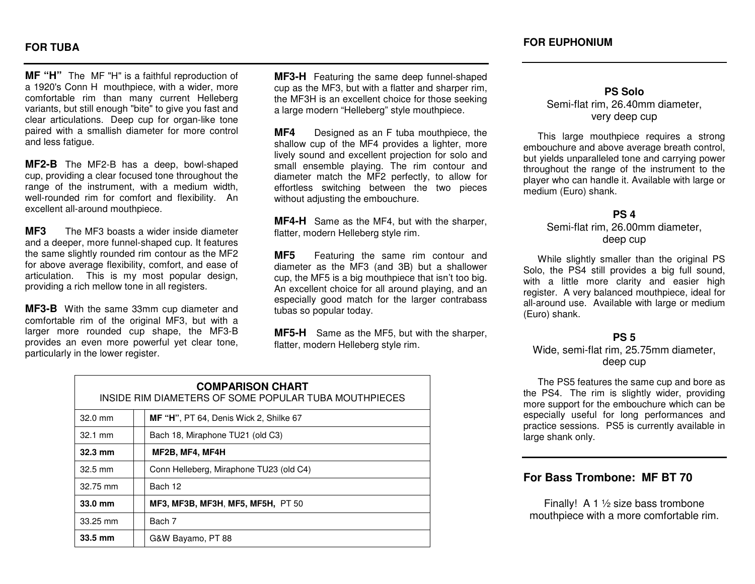## FOR TUBA

**MF "H"** The MF "H" is a faithful reproduction of a 1920's Conn H mouthpiece, with a wider, more comfortable rim than many current Helleberg variants, but still enough "bite" to give you fast and clear articulations. Deep cup for organ-like tone paired with a smallish diameter for more control and less fatigue.

**MF2-B** The MF2-B has a deep, bowl-shaped cup, providing a clear focused tone throughout the range of the instrument, with a medium width, well-rounded rim for comfort and flexibility. An excellent all-around mouthpiece.

**MF3** The MF3 boasts a wider inside diameter and a deeper, more funnel-shaped cup. It features the same slightly rounded rim contour as the MF2 for above average flexibility, comfort, and ease of articulation. This is my most popular design, providing a rich mellow tone in all registers.

**MF3-B** With the same 33mm cup diameter and comfortable rim of the original MF3, but with a larger more rounded cup shape, the MF3-B provides an even more powerful yet clear tone, particularly in the lower register.

**MF3-H** Featuring the same deep funnel-shaped cup as the MF3, but with a flatter and sharper rim, the MF3H is an excellent choice for those seeking a large modern "Helleberg" style mouthpiece.

**MF4** Designed as an F tuba mouthpiece, the shallow cup of the MF4 provides a lighter, more lively sound and excellent projection for solo and small ensemble playing. The rim contour and diameter match the MF2 perfectly, to allow for effortless switching between the two pieces without adjusting the embouchure.

**MF4-H** Same as the MF4, but with the sharper, flatter, modern Helleberg style rim.

**MF5** Featuring the same rim contour and diameter as the MF3 (and 3B) but a shallower cup, the MF5 is a big mouthpiece that isn't too big. An excellent choice for all around playing, and an especially good match for the larger contrabass tubas so popular today.

**MF5-H** Same as the MF5, but with the sharper, flatter, modern Helleberg style rim.

**COMPARISON CHART**
INSIDE RIM DIAMETERS OF SOME POPULAR TUBA MOUTHPIECES

| | | |
|---|---|---|
| 32.0 mm | | **MF "H"**, PT 64, Denis Wick 2, Shilke 67 |
| 32.1 mm | | Bach 18, Miraphone TU21 (old C3) |
| **32.3 mm** | | **MF2B, MF4, MF4H** |
| 32.5 mm | | Conn Helleberg, Miraphone TU23 (old C4) |
| 32.75 mm | | Bach 12 |
| **33.0 mm** | | **MF3, MF3B, MF3H, MF5, MF5H,** PT 50 |
| 33.25 mm | | Bach 7 |
| **33.5 mm** | | G&W Bayamo, PT 88 |

## FOR EUPHONIUM

**PS Solo**
Semi-flat rim, 26.40mm diameter, very deep cup

This large mouthpiece requires a strong embouchure and above average breath control, but yields unparalleled tone and carrying power throughout the range of the instrument to the player who can handle it. Available with large or medium (Euro) shank.

**PS 4**
Semi-flat rim, 26.00mm diameter, deep cup

While slightly smaller than the original PS Solo, the PS4 still provides a big full sound, with a little more clarity and easier high register. A very balanced mouthpiece, ideal for all-around use. Available with large or medium (Euro) shank.

**PS 5**
Wide, semi-flat rim, 25.75mm diameter, deep cup

The PS5 features the same cup and bore as the PS4. The rim is slightly wider, providing more support for the embouchure which can be especially useful for long performances and practice sessions. PS5 is currently available in large shank only.

## For Bass Trombone: MF BT 70

Finally! A 1 ½ size bass trombone mouthpiece with a more comfortable rim.